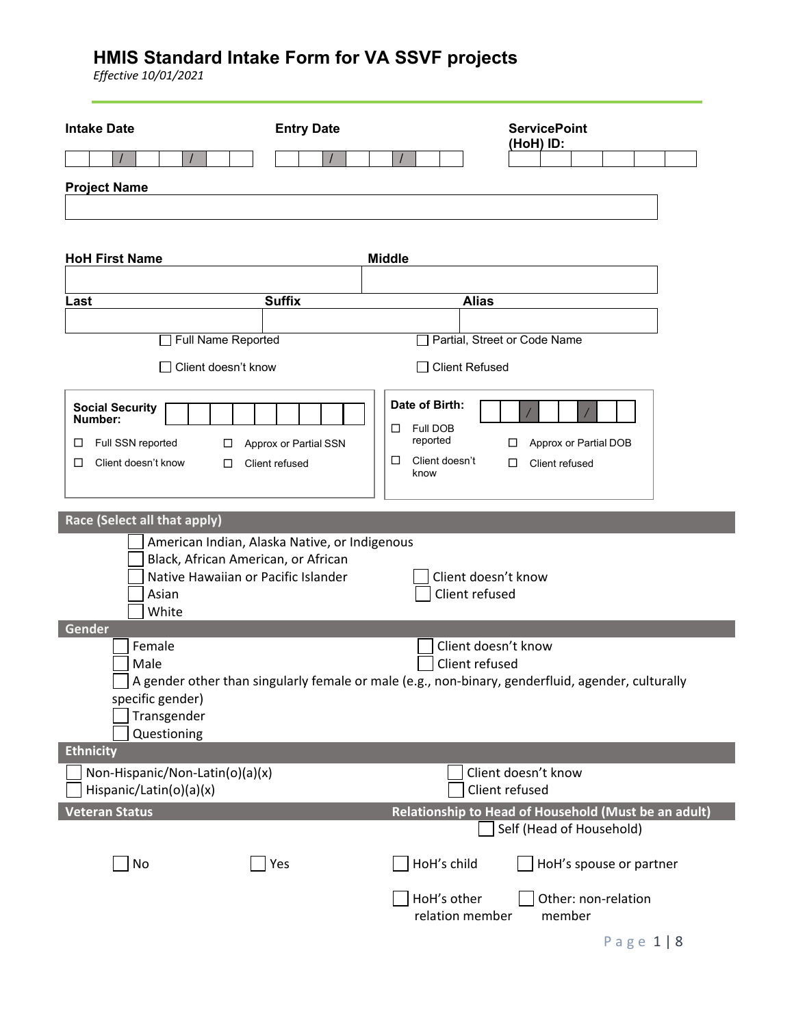# HMIS Standard Intake Form for VA SSVF projects

*Effective 10/01/2021*

**Intake Date** ___ / ___ / ___

**Entry Date** ___ / ___ / ___

**ServicePoint (HoH) ID:** ______

**Project Name** ______

**HoH First Name** ______ **Middle** ______

**Last** ______ **Suffix** ______ **Alias** ______

☐ Full Name Reported ☐ Partial, Street or Code Name

☐ Client doesn't know ☐ Client Refused

**Social Security Number:** ______

☐ Full SSN reported ☐ Approx or Partial SSN

☐ Client doesn't know ☐ Client refused

**Date of Birth:** ___ / ___ / ___

☐ Full DOB reported ☐ Approx or Partial DOB

☐ Client doesn't know ☐ Client refused

## Race (Select all that apply)

☐ American Indian, Alaska Native, or Indigenous
☐ Black, African American, or African
☐ Native Hawaiian or Pacific Islander
☐ Asian
☐ White

☐ Client doesn't know
☐ Client refused

## Gender

☐ Female
☐ Male
☐ A gender other than singularly female or male (e.g., non-binary, genderfluid, agender, culturally specific gender)
☐ Transgender
☐ Questioning

☐ Client doesn't know
☐ Client refused

## Ethnicity

☐ Non-Hispanic/Non-Latin(o)(a)(x)
☐ Hispanic/Latin(o)(a)(x)

☐ Client doesn't know
☐ Client refused

## Veteran Status

☐ No ☐ Yes

## Relationship to Head of Household (Must be an adult)

☐ Self (Head of Household)
☐ HoH's child ☐ HoH's spouse or partner
☐ HoH's other relation member ☐ Other: non-relation member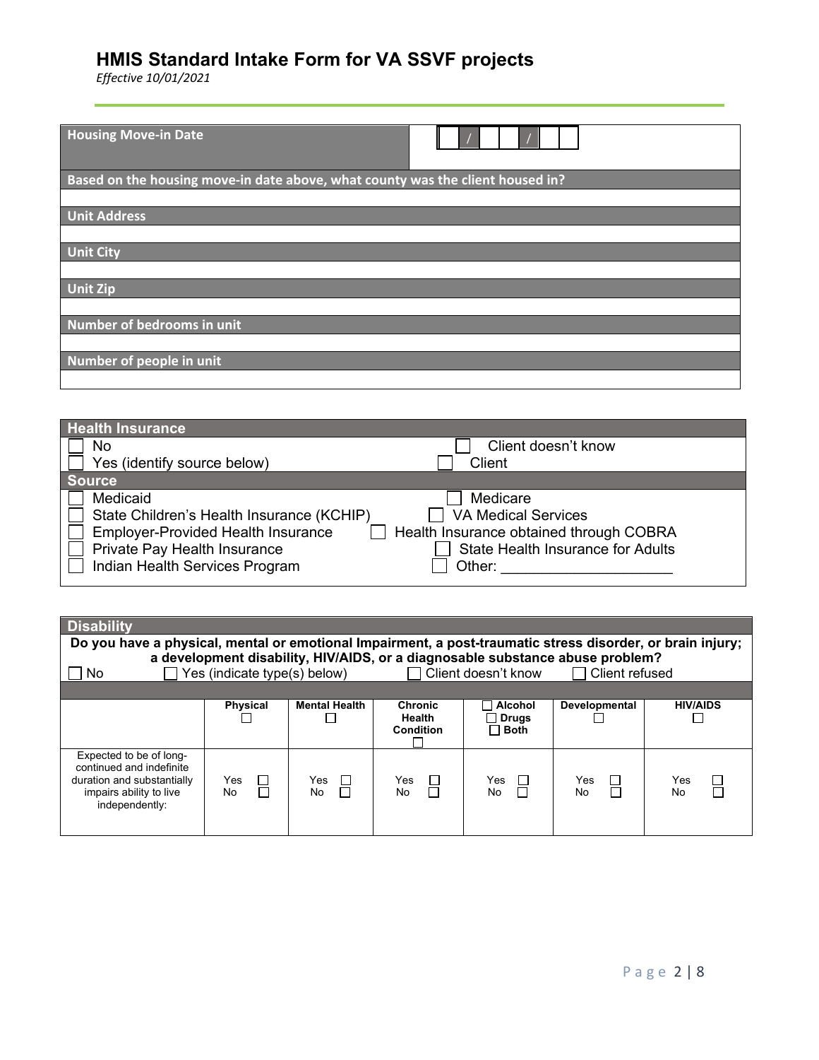# HMIS Standard Intake Form for VA SSVF projects

*Effective 10/01/2021*

| **Housing Move-in Date** | ☐☐ / ☐☐ / ☐☐☐☐ |
|---|---|

| **Based on the housing move-in date above, what county was the client housed in?** |
|---|
| |
| **Unit Address** |
| |
| **Unit City** |
| |
| **Unit Zip** |
| |
| **Number of bedrooms in unit** |
| |
| **Number of people in unit** |
| |

| **Health Insurance** | |
|---|---|
| ☐ No | ☐ Client doesn't know |
| ☐ Yes (identify source below) | ☐ Client |
| **Source** | |
| ☐ Medicaid | ☐ Medicare |
| ☐ State Children's Health Insurance (KCHIP) | ☐ VA Medical Services |
| ☐ Employer-Provided Health Insurance | ☐ Health Insurance obtained through COBRA |
| ☐ Private Pay Health Insurance | ☐ State Health Insurance for Adults |
| ☐ Indian Health Services Program | ☐ Other: ____________________ |

| **Disability** | | | | | | |
|---|---|---|---|---|---|---|
| **Do you have a physical, mental or emotional Impairment, a post-traumatic stress disorder, or brain injury; a development disability, HIV/AIDS, or a diagnosable substance abuse problem?** | | | | | | |
| ☐ No | ☐ Yes (indicate type(s) below) | | ☐ Client doesn't know | | ☐ Client refused | |
| | **Physical** ☐ | **Mental Health** ☐ | **Chronic Health Condition** ☐ | ☐ **Alcohol** ☐ **Drugs** ☐ **Both** | **Developmental** ☐ | **HIV/AIDS** ☐ |
| Expected to be of long-continued and indefinite duration and substantially impairs ability to live independently: | Yes ☐ No ☐ | Yes ☐ No ☐ | Yes ☐ No ☐ | Yes ☐ No ☐ | Yes ☐ No ☐ | Yes ☐ No ☐ |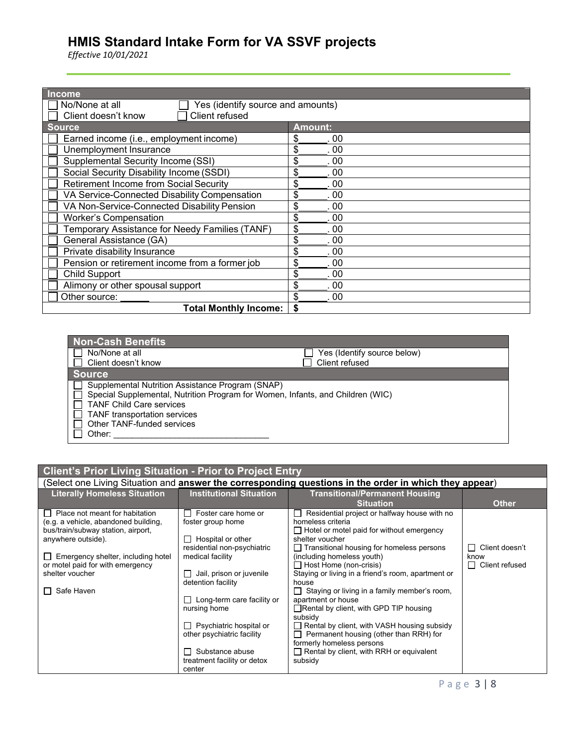# HMIS Standard Intake Form for VA SSVF projects

*Effective 10/01/2021*

| Income | |
|---|---|
| ☐ No/None at all ☐ Client doesn't know | ☐ Yes (identify source and amounts) ☐ Client refused |
| **Source** | **Amount:** |
| ☐ Earned income (i.e., employment income) | $\_\_\_\_\_\_. 00 |
| ☐ Unemployment Insurance | $\_\_\_\_\_\_. 00 |
| ☐ Supplemental Security Income (SSI) | $\_\_\_\_\_\_. 00 |
| ☐ Social Security Disability Income (SSDI) | $\_\_\_\_\_\_. 00 |
| ☐ Retirement Income from Social Security | $\_\_\_\_\_\_. 00 |
| ☐ VA Service-Connected Disability Compensation | $\_\_\_\_\_\_. 00 |
| ☐ VA Non-Service-Connected Disability Pension | $\_\_\_\_\_\_. 00 |
| ☐ Worker's Compensation | $\_\_\_\_\_\_. 00 |
| ☐ Temporary Assistance for Needy Families (TANF) | $\_\_\_\_\_\_. 00 |
| ☐ General Assistance (GA) | $\_\_\_\_\_\_. 00 |
| ☐ Private disability Insurance | $\_\_\_\_\_\_. 00 |
| ☐ Pension or retirement income from a former job | $\_\_\_\_\_\_. 00 |
| ☐ Child Support | $\_\_\_\_\_\_. 00 |
| ☐ Alimony or other spousal support | $\_\_\_\_\_\_. 00 |
| ☐ Other source: \_\_\_\_\_\_ | $\_\_\_\_\_\_. 00 |
| **Total Monthly Income:** | **$** |

| Non-Cash Benefits | |
|---|---|
| ☐ No/None at all ☐ Client doesn't know | ☐ Yes (Identify source below) ☐ Client refused |
| **Source** | |
| ☐ Supplemental Nutrition Assistance Program (SNAP)<br>☐ Special Supplemental, Nutrition Program for Women, Infants, and Children (WIC)<br>☐ TANF Child Care services<br>☐ TANF transportation services<br>☐ Other TANF-funded services<br>☐ Other: \_\_\_\_\_\_\_\_\_\_\_\_\_\_\_\_\_\_\_\_\_\_\_\_\_\_\_\_\_\_\_\_ | |

| Client's Prior Living Situation - Prior to Project Entry | | | |
|---|---|---|---|
| (Select one Living Situation and **answer the corresponding questions in the order in which they appear**) | | | |
| **Literally Homeless Situation** | **Institutional Situation** | **Transitional/Permanent Housing Situation** | **Other** |
| ☐ Place not meant for habitation (e.g. a vehicle, abandoned building, bus/train/subway station, airport, anywhere outside).<br>☐ Emergency shelter, including hotel or motel paid for with emergency shelter voucher<br>☐ Safe Haven | ☐ Foster care home or foster group home<br>☐ Hospital or other residential non-psychiatric medical facility<br>☐ Jail, prison or juvenile detention facility<br>☐ Long-term care facility or nursing home<br>☐ Psychiatric hospital or other psychiatric facility<br>☐ Substance abuse treatment facility or detox center | ☐ Residential project or halfway house with no homeless criteria<br>☐ Hotel or motel paid for without emergency shelter voucher<br>☐ Transitional housing for homeless persons (including homeless youth)<br>☐ Host Home (non-crisis)<br>Staying or living in a friend's room, apartment or house<br>☐ Staying or living in a family member's room, apartment or house<br>☐ Rental by client, with GPD TIP housing subsidy<br>☐ Rental by client, with VASH housing subsidy<br>☐ Permanent housing (other than RRH) for formerly homeless persons<br>☐ Rental by client, with RRH or equivalent subsidy | ☐ Client doesn't know<br>☐ Client refused |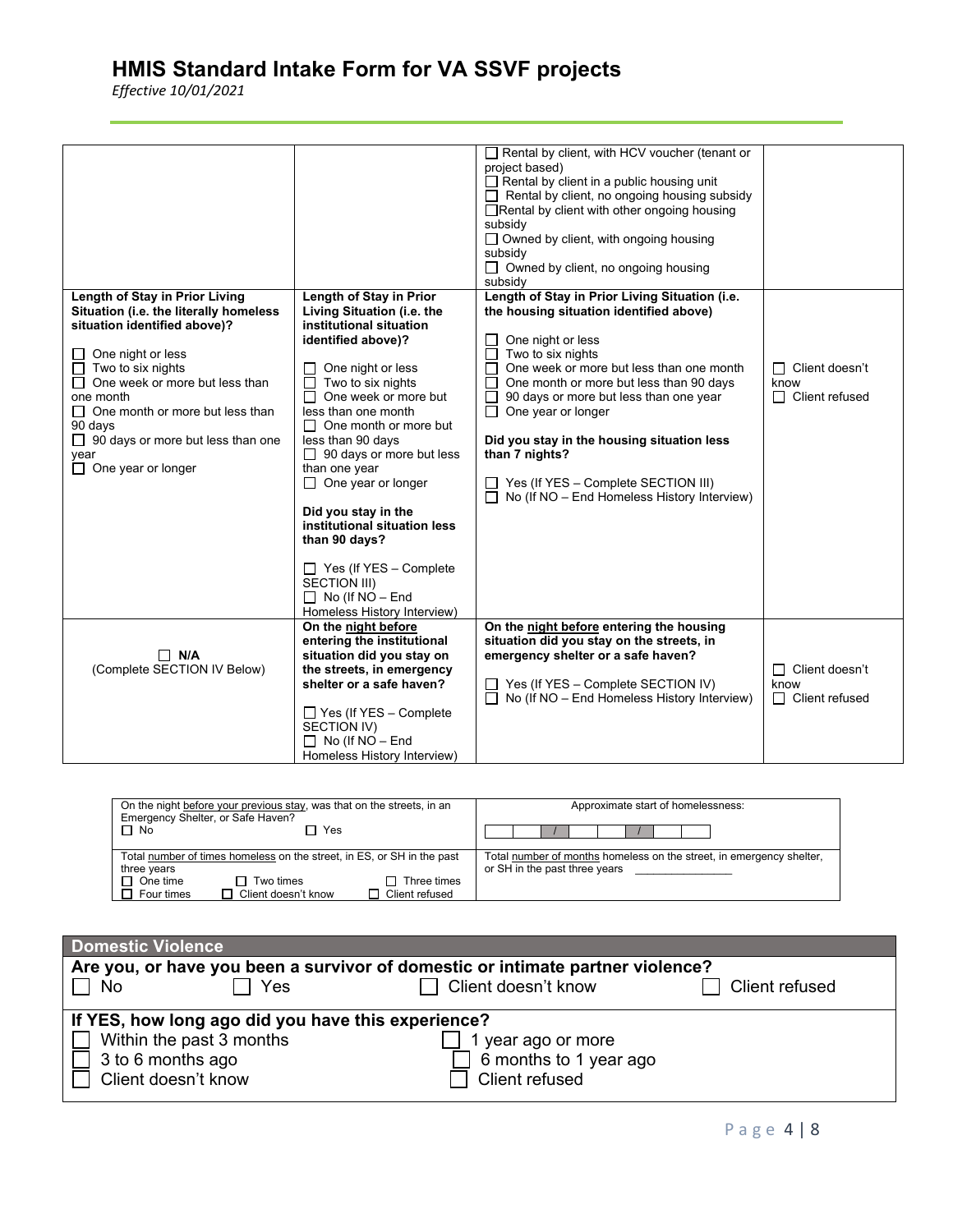# HMIS Standard Intake Form for VA SSVF projects

*Effective 10/01/2021*

| | | | |
|---|---|---|---|
| | | ☐ Rental by client, with HCV voucher (tenant or project based)<br>☐ Rental by client in a public housing unit<br>☐ Rental by client, no ongoing housing subsidy<br>☐ Rental by client with other ongoing housing subsidy<br>☐ Owned by client, with ongoing housing subsidy<br>☐ Owned by client, no ongoing housing subsidy | |
| **Length of Stay in Prior Living Situation (i.e. the literally homeless situation identified above)?**<br><br>☐ One night or less<br>☐ Two to six nights<br>☐ One week or more but less than one month<br>☐ One month or more but less than 90 days<br>☐ 90 days or more but less than one year<br>☐ One year or longer | **Length of Stay in Prior Living Situation (i.e. the institutional situation identified above)?**<br><br>☐ One night or less<br>☐ Two to six nights<br>☐ One week or more but less than one month<br>☐ One month or more but less than 90 days<br>☐ 90 days or more but less than one year<br>☐ One year or longer<br><br>**Did you stay in the institutional situation less than 90 days?**<br><br>☐ Yes (If YES – Complete SECTION III)<br>☐ No (If NO – End Homeless History Interview) | **Length of Stay in Prior Living Situation (i.e. the housing situation identified above)**<br><br>☐ One night or less<br>☐ Two to six nights<br>☐ One week or more but less than one month<br>☐ One month or more but less than 90 days<br>☐ 90 days or more but less than one year<br>☐ One year or longer<br><br>**Did you stay in the housing situation less than 7 nights?**<br><br>☐ Yes (If YES – Complete SECTION III)<br>☐ No (If NO – End Homeless History Interview) | ☐ Client doesn't know<br>☐ Client refused |
| ☐ **N/A**<br>(Complete SECTION IV Below) | **On the night before entering the institutional situation did you stay on the streets, in emergency shelter or a safe haven?**<br><br>☐ Yes (If YES – Complete SECTION IV)<br>☐ No (If NO – End Homeless History Interview) | **On the night before entering the housing situation did you stay on the streets, in emergency shelter or a safe haven?**<br><br>☐ Yes (If YES – Complete SECTION IV)<br>☐ No (If NO – End Homeless History Interview) | ☐ Client doesn't know<br>☐ Client refused |

| | |
|---|---|
| On the night before your previous stay, was that on the streets, in an Emergency Shelter, or Safe Haven?<br>☐ No ☐ Yes | Approximate start of homelessness:<br>\_\_ \_\_ / \_\_ \_\_ / \_\_ \_\_ \_\_ \_\_ |
| Total number of times homeless on the street, in ES, or SH in the past three years<br>☐ One time ☐ Two times ☐ Three times<br>☐ Four times ☐ Client doesn't know ☐ Client refused | Total number of months homeless on the street, in emergency shelter, or SH in the past three years \_\_\_\_\_\_\_\_\_\_\_\_\_\_\_ |

## Domestic Violence

**Are you, or have you been a survivor of domestic or intimate partner violence?**

☐ No ☐ Yes ☐ Client doesn't know ☐ Client refused

**If YES, how long ago did you have this experience?**

☐ Within the past 3 months
☐ 1 year ago or more
☐ 3 to 6 months ago
☐ 6 months to 1 year ago
☐ Client doesn't know
☐ Client refused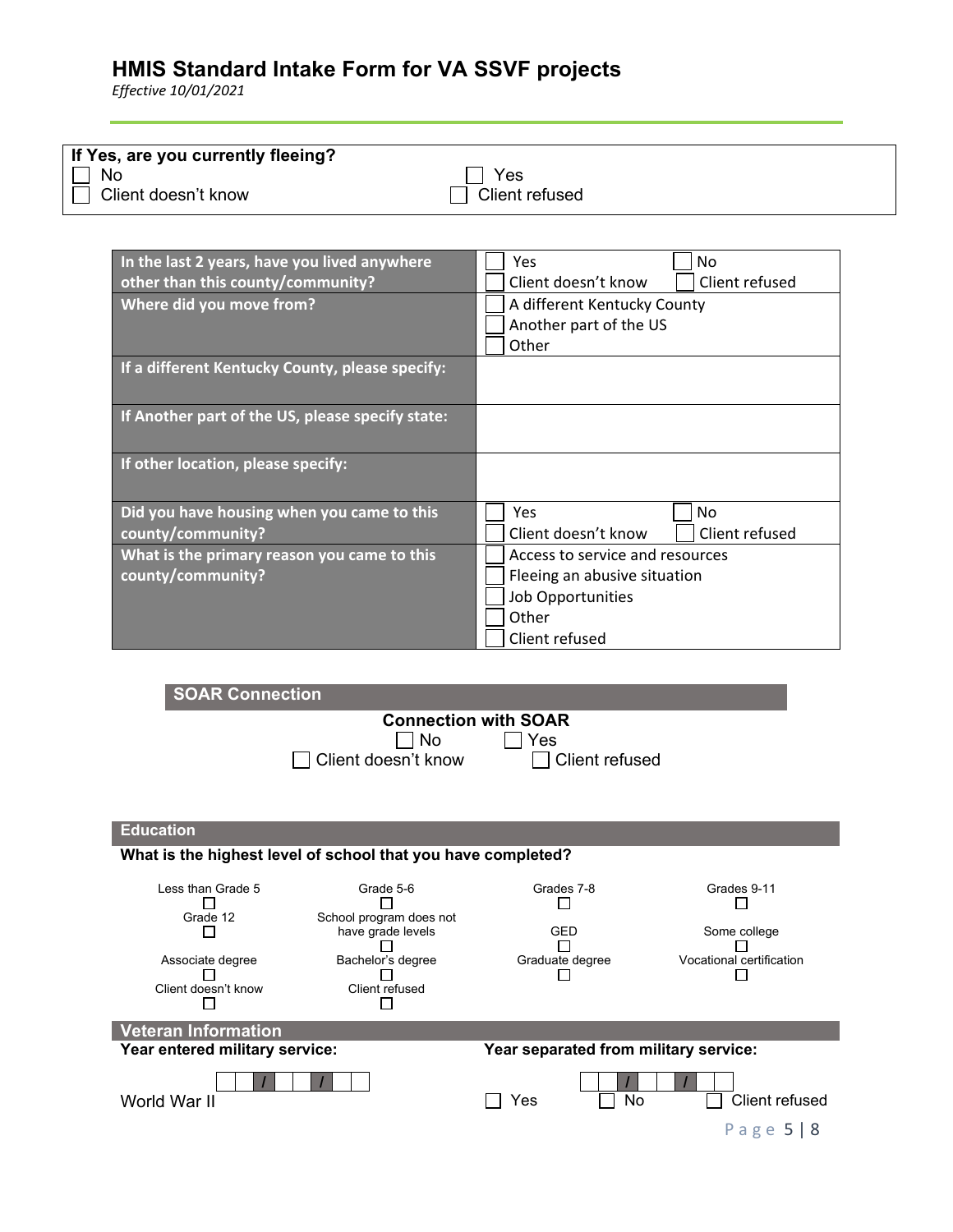**If Yes, are you currently fleeing?**

☐ No ☐ Yes
☐ Client doesn't know ☐ Client refused

| | |
|---|---|
| **In the last 2 years, have you lived anywhere other than this county/community?** | ☐ Yes ☐ No<br>☐ Client doesn't know ☐ Client refused |
| **Where did you move from?** | ☐ A different Kentucky County<br>☐ Another part of the US<br>☐ Other |
| **If a different Kentucky County, please specify:** | |
| **If Another part of the US, please specify state:** | |
| **If other location, please specify:** | |
| **Did you have housing when you came to this county/community?** | ☐ Yes ☐ No<br>☐ Client doesn't know ☐ Client refused |
| **What is the primary reason you came to this county/community?** | ☐ Access to service and resources<br>☐ Fleeing an abusive situation<br>☐ Job Opportunities<br>☐ Other<br>☐ Client refused |

## SOAR Connection

**Connection with SOAR**

☐ No ☐ Yes
☐ Client doesn't know ☐ Client refused

## Education

**What is the highest level of school that you have completed?**

| | | | |
|---|---|---|---|
| Less than Grade 5 ☐ | Grade 5-6 ☐ | Grades 7-8 ☐ | Grades 9-11 ☐ |
| Grade 12 ☐ | School program does not have grade levels ☐ | GED ☐ | Some college ☐ |
| Associate degree ☐ | Bachelor's degree ☐ | Graduate degree ☐ | Vocational certification ☐ |
| Client doesn't know ☐ | Client refused ☐ | | |

## Veteran Information

**Year entered military service:** \_\_ \_\_ / \_\_ \_\_ / \_\_ \_\_ \_\_ \_\_

**Year separated from military service:** \_\_ \_\_ / \_\_ \_\_ / \_\_ \_\_ \_\_ \_\_

World War II ☐ Yes ☐ No ☐ Client refused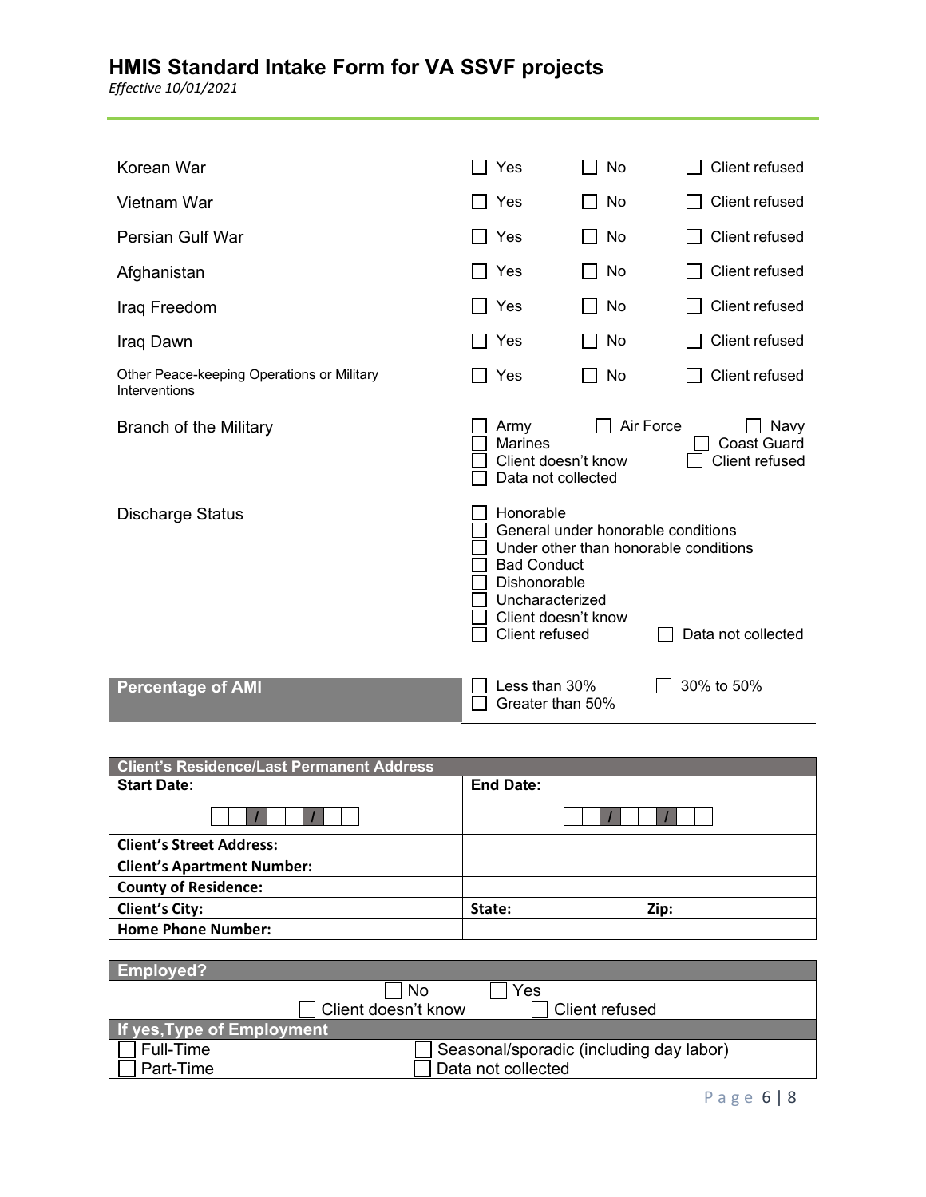# HMIS Standard Intake Form for VA SSVF projects

*Effective 10/01/2021*

| | | | |
|---|---|---|---|
| Korean War | ☐ Yes | ☐ No | ☐ Client refused |
| Vietnam War | ☐ Yes | ☐ No | ☐ Client refused |
| Persian Gulf War | ☐ Yes | ☐ No | ☐ Client refused |
| Afghanistan | ☐ Yes | ☐ No | ☐ Client refused |
| Iraq Freedom | ☐ Yes | ☐ No | ☐ Client refused |
| Iraq Dawn | ☐ Yes | ☐ No | ☐ Client refused |
| Other Peace-keeping Operations or Military Interventions | ☐ Yes | ☐ No | ☐ Client refused |

**Branch of the Military**

☐ Army ☐ Air Force ☐ Navy
☐ Marines ☐ Coast Guard
☐ Client doesn't know ☐ Client refused
☐ Data not collected

**Discharge Status**

☐ Honorable
☐ General under honorable conditions
☐ Under other than honorable conditions
☐ Bad Conduct
☐ Dishonorable
☐ Uncharacterized
☐ Client doesn't know
☐ Client refused ☐ Data not collected

**Percentage of AMI**

☐ Less than 30% ☐ 30% to 50%
☐ Greater than 50%

| Client's Residence/Last Permanent Address | | |
|---|---|---|
| **Start Date:** __ __ / __ __ / __ __ __ __ | **End Date:** __ __ / __ __ / __ __ __ __ | |
| **Client's Street Address:** | | |
| **Client's Apartment Number:** | | |
| **County of Residence:** | | |
| **Client's City:** | **State:** | **Zip:** |
| **Home Phone Number:** | | |

| Employed? | |
|---|---|
| ☐ No | ☐ Yes |
| ☐ Client doesn't know | ☐ Client refused |
| **If yes, Type of Employment** | |
| ☐ Full-Time | ☐ Seasonal/sporadic (including day labor) |
| ☐ Part-Time | ☐ Data not collected |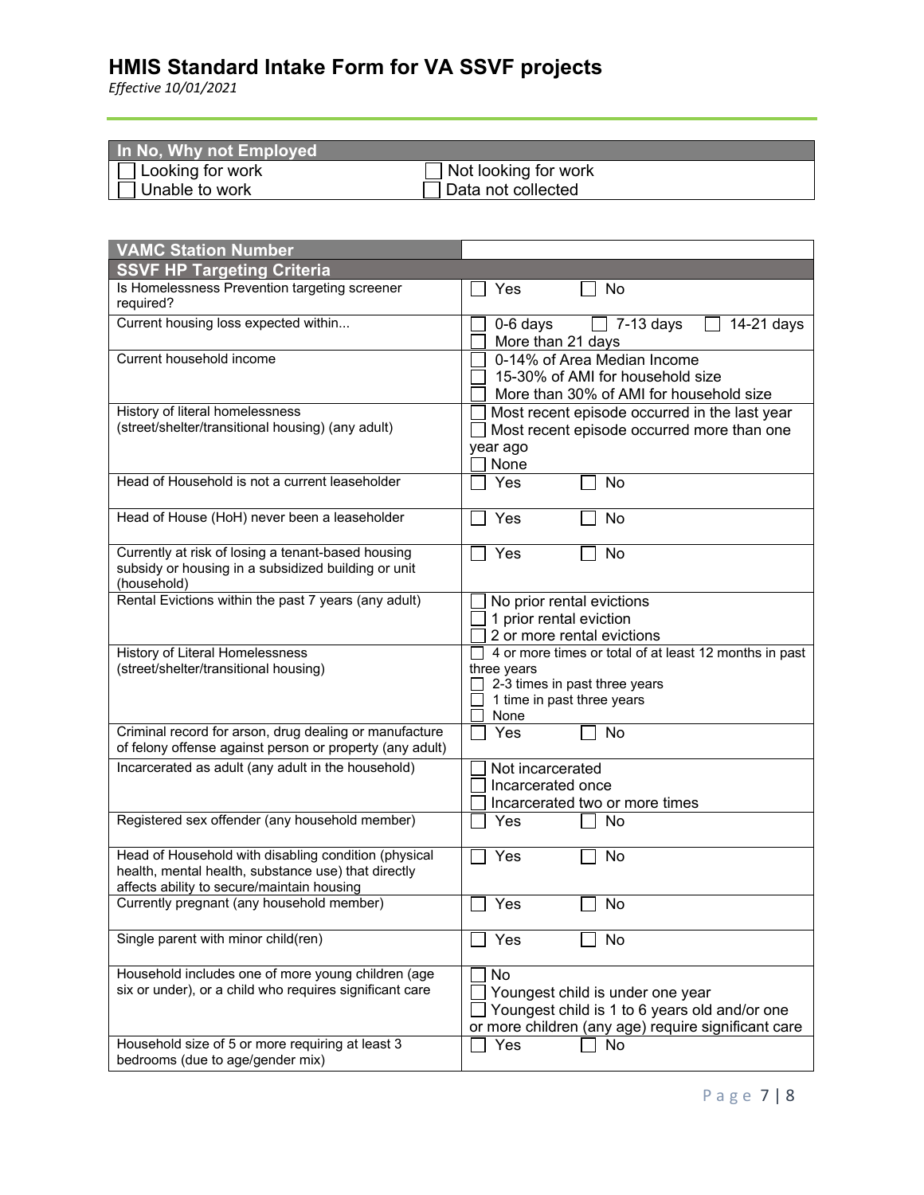# HMIS Standard Intake Form for VA SSVF projects

*Effective 10/01/2021*

| In No, Why not Employed | |
|---|---|
| ☐ Looking for work | ☐ Not looking for work |
| ☐ Unable to work | ☐ Data not collected |

| VAMC Station Number | |
|---|---|
| **SSVF HP Targeting Criteria** | |
| Is Homelessness Prevention targeting screener required? | ☐ Yes ☐ No |
| Current housing loss expected within... | ☐ 0-6 days ☐ 7-13 days ☐ 14-21 days<br>☐ More than 21 days |
| Current household income | ☐ 0-14% of Area Median Income<br>☐ 15-30% of AMI for household size<br>☐ More than 30% of AMI for household size |
| History of literal homelessness (street/shelter/transitional housing) (any adult) | ☐ Most recent episode occurred in the last year<br>☐ Most recent episode occurred more than one year ago<br>☐ None |
| Head of Household is not a current leaseholder | ☐ Yes ☐ No |
| Head of House (HoH) never been a leaseholder | ☐ Yes ☐ No |
| Currently at risk of losing a tenant-based housing subsidy or housing in a subsidized building or unit (household) | ☐ Yes ☐ No |
| Rental Evictions within the past 7 years (any adult) | ☐ No prior rental evictions<br>☐ 1 prior rental eviction<br>☐ 2 or more rental evictions |
| History of Literal Homelessness (street/shelter/transitional housing) | ☐ 4 or more times or total of at least 12 months in past three years<br>☐ 2-3 times in past three years<br>☐ 1 time in past three years<br>☐ None |
| Criminal record for arson, drug dealing or manufacture of felony offense against person or property (any adult) | ☐ Yes ☐ No |
| Incarcerated as adult (any adult in the household) | ☐ Not incarcerated<br>☐ Incarcerated once<br>☐ Incarcerated two or more times |
| Registered sex offender (any household member) | ☐ Yes ☐ No |
| Head of Household with disabling condition (physical health, mental health, substance use) that directly affects ability to secure/maintain housing | ☐ Yes ☐ No |
| Currently pregnant (any household member) | ☐ Yes ☐ No |
| Single parent with minor child(ren) | ☐ Yes ☐ No |
| Household includes one of more young children (age six or under), or a child who requires significant care | ☐ No<br>☐ Youngest child is under one year<br>☐ Youngest child is 1 to 6 years old and/or one or more children (any age) require significant care |
| Household size of 5 or more requiring at least 3 bedrooms (due to age/gender mix) | ☐ Yes ☐ No |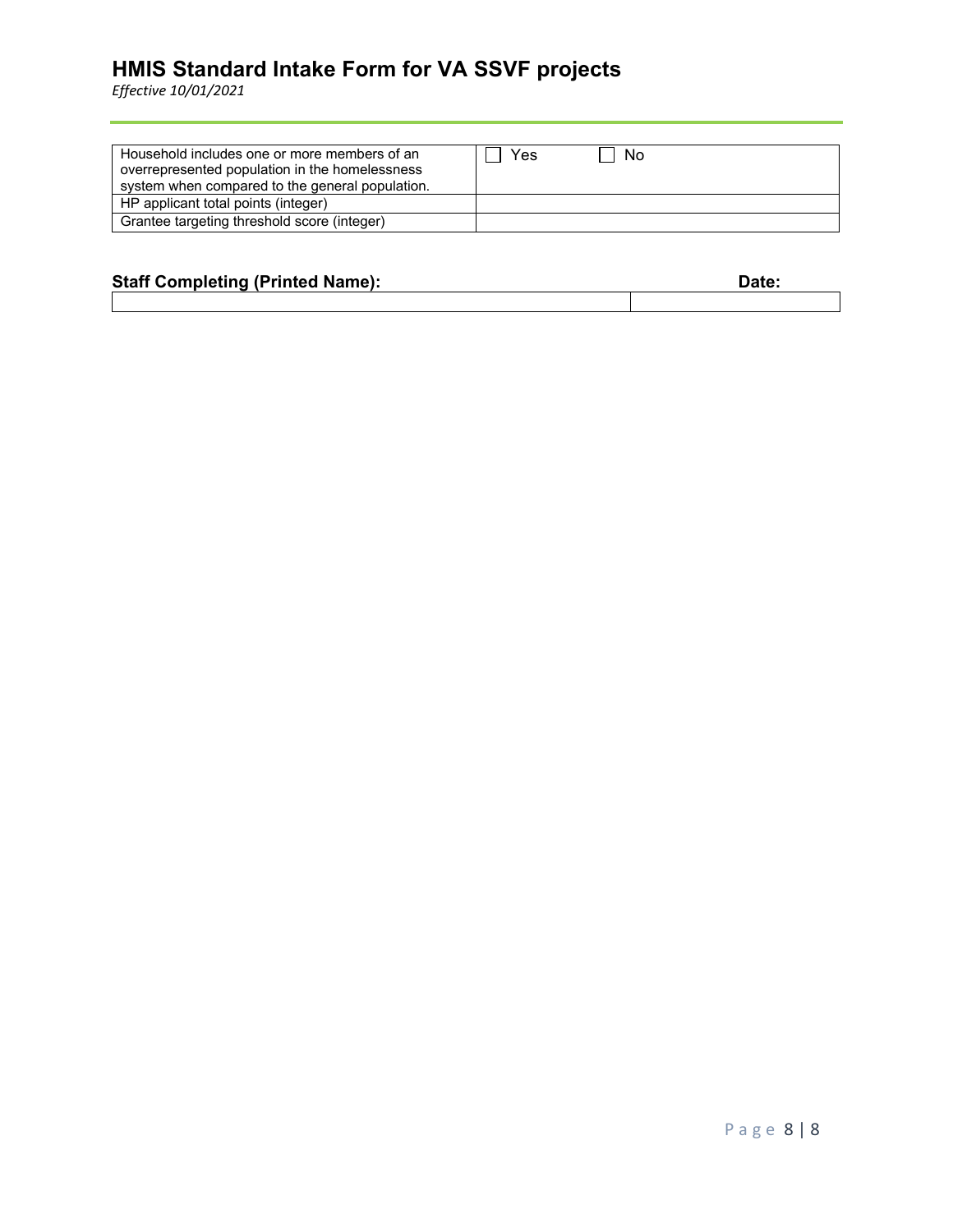| | |
|---|---|
| Household includes one or more members of an overrepresented population in the homelessness system when compared to the general population. | ☐ Yes ☐ No |
| HP applicant total points (integer) | |
| Grantee targeting threshold score (integer) | |

| Staff Completing (Printed Name): | Date: |
|---|---|
| | |